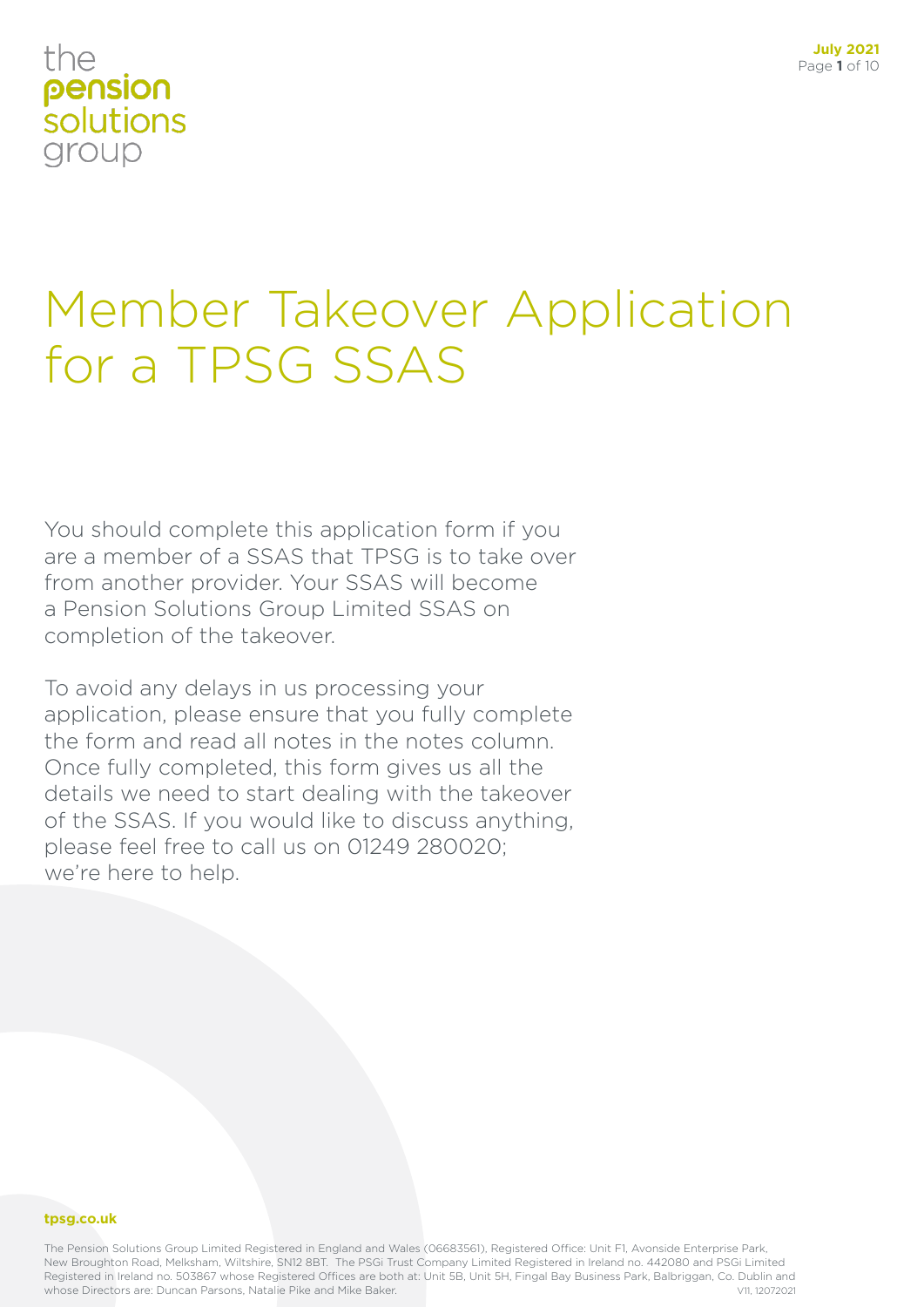the pension solutions group

# Member Takeover Application for a TPSG SSAS

You should complete this application form if you are a member of a SSAS that TPSG is to take over from another provider. Your SSAS will become a Pension Solutions Group Limited SSAS on completion of the takeover.

To avoid any delays in us processing your application, please ensure that you fully complete the form and read all notes in the notes column. Once fully completed, this form gives us all the details we need to start dealing with the takeover of the SSAS. If you would like to discuss anything, please feel free to call us on 01249 280020; we're here to help.

**tpsg.co.uk**

The Pension Solutions Group Limited Registered in England and Wales (06683561), Registered Office: Unit F1, Avonside Enterprise Park, New Broughton Road, Melksham, Wiltshire, SN12 8BT. The PSGi Trust Company Limited Registered in Ireland no. 442080 and PSGi Limited Registered in Ireland no. 503867 whose Registered Offices are both at: Unit 5B, Unit 5H, Fingal Bay Business Park, Balbriggan, Co. Dublin and whose Directors are: Duncan Parsons, Natalie Pike and Mike Baker. V11, 12072021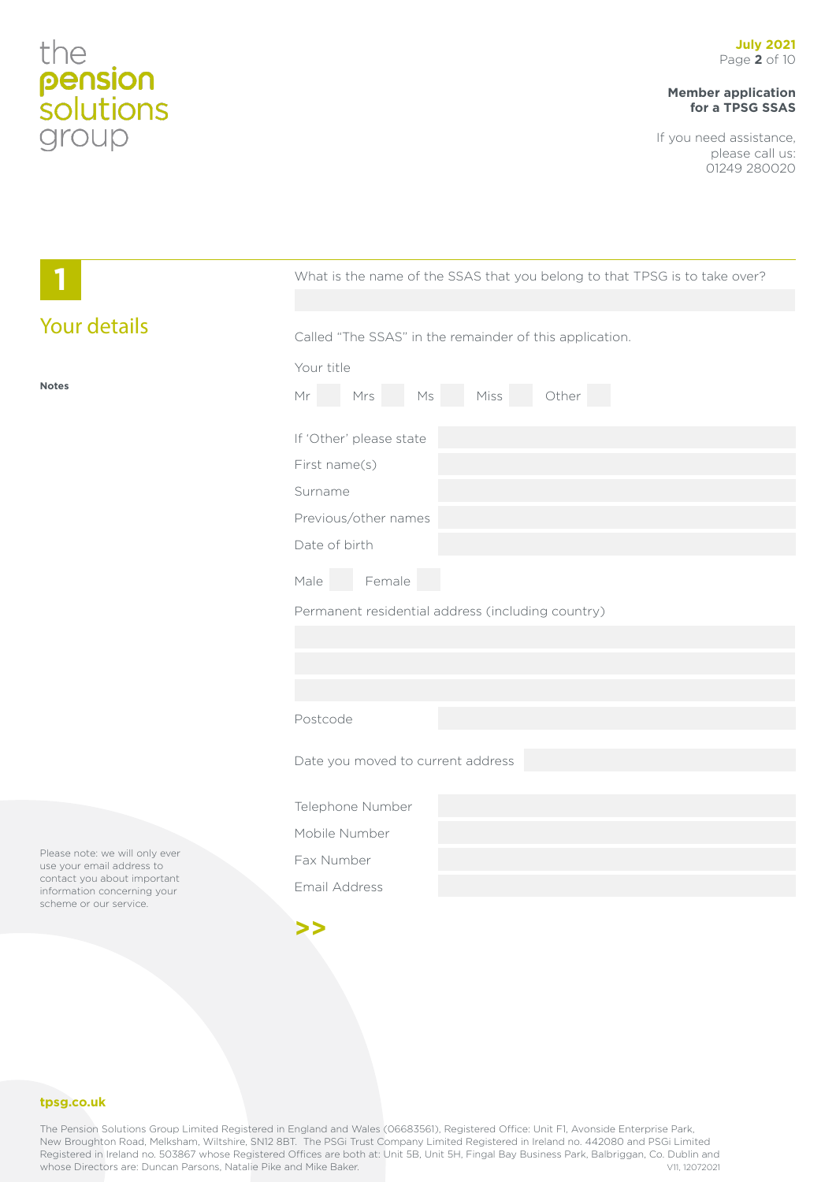# 1

## Your details

What is the name of the SSAS that you belong to that TPSG is to take over?

Called "The SSAS" in the remainder of this application.

**Notes**

Your title

Mr ☐ Mrs ☐ Ms ☐ Miss ☐ Other ☐

If 'Other' please state

First name(s)

Surname

Previous/other names

Date of birth

Male ☐ Female ☐

Permanent residential address (including country)

Postcode

Date you moved to current address

Telephone Number

Mobile Number

Fax Number

Email Address

Please note: we will only ever use your email address to contact you about important information concerning your scheme or our service.

>>

tpsg.co.uk

The Pension Solutions Group Limited Registered in England and Wales (06683561), Registered Office: Unit F1, Avonside Enterprise Park, New Broughton Road, Melksham, Wiltshire, SN12 8BT. The PSGi Trust Company Limited Registered in Ireland no. 442080 and PSGi Limited Registered in Ireland no. 503867 whose Registered Offices are both at: Unit 5B, Unit 5H, Fingal Bay Business Park, Balbriggan, Co. Dublin and whose Directors are: Duncan Parsons, Natalie Pike and Mike Baker.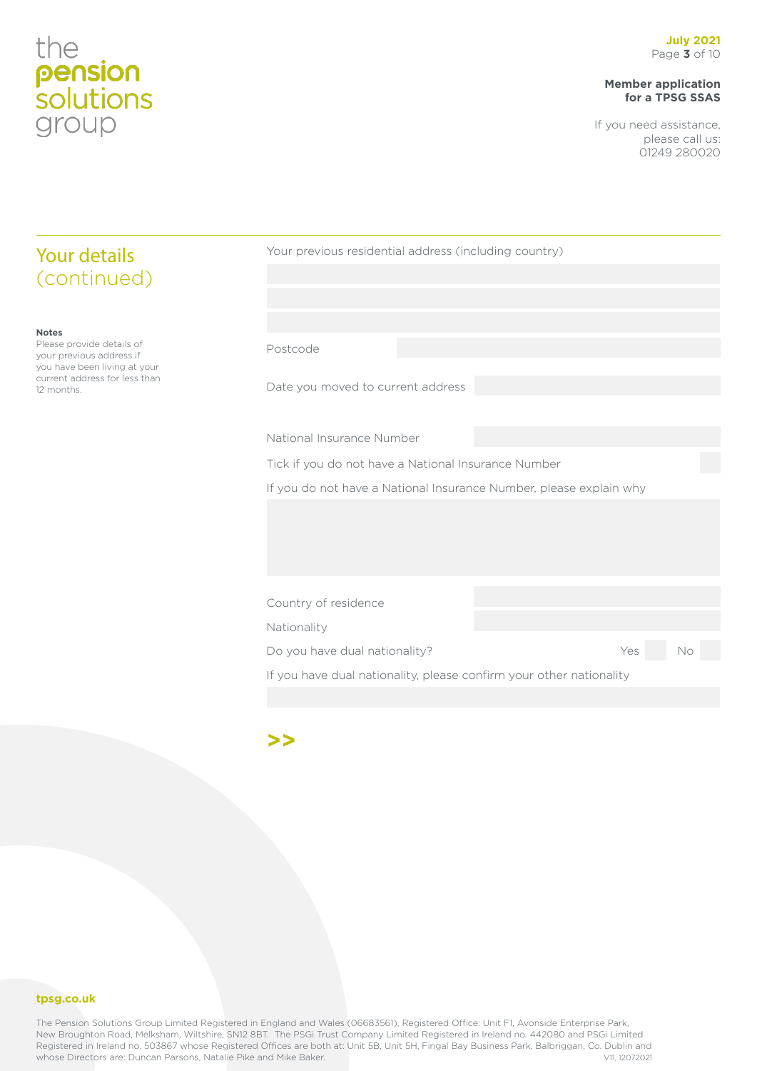## Your details (continued)

**Notes**
Please provide details of your previous address if you have been living at your current address for less than 12 months.

Your previous residential address (including country)

Postcode

Date you moved to current address

National Insurance Number

Tick if you do not have a National Insurance Number

If you do not have a National Insurance Number, please explain why

Country of residence

Nationality

Do you have dual nationality? Yes No

If you have dual nationality, please confirm your other nationality

>>

tpsg.co.uk

The Pension Solutions Group Limited Registered in England and Wales (06683561), Registered Office: Unit F1, Avonside Enterprise Park, New Broughton Road, Melksham, Wiltshire, SN12 8BT. The PSGi Trust Company Limited Registered in Ireland no. 442080 and PSGi Limited Registered in Ireland no. 503867 whose Registered Offices are both at: Unit 5B, Unit 5H, Fingal Bay Business Park, Balbriggan, Co. Dublin and whose Directors are: Duncan Parsons, Natalie Pike and Mike Baker.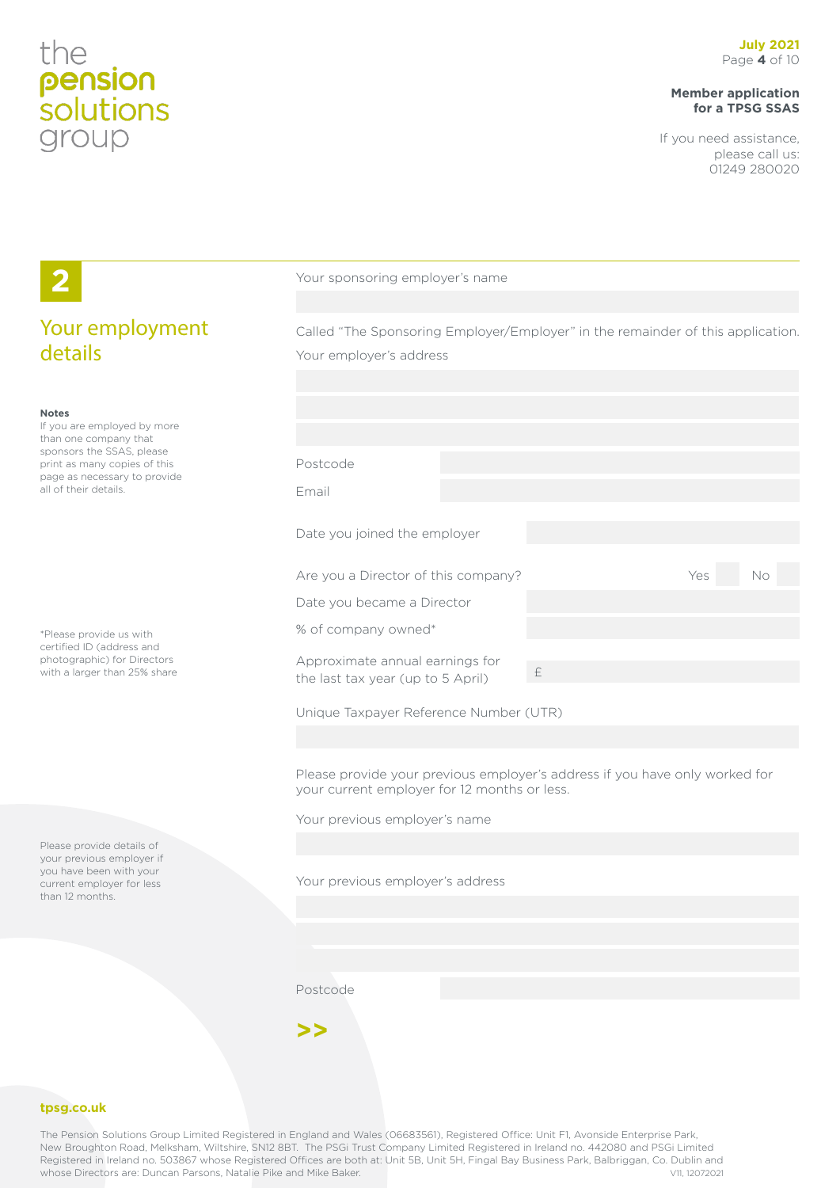## 2

## Your employment details

**Notes**

If you are employed by more than one company that sponsors the SSAS, please print as many copies of this page as necessary to provide all of their details.

Your sponsoring employer's name

Called "The Sponsoring Employer/Employer" in the remainder of this application.

Your employer's address

Postcode

Email

Date you joined the employer

Are you a Director of this company? Yes No

Date you became a Director

% of company owned*

Approximate annual earnings for the last tax year (up to 5 April) £

*Please provide us with certified ID (address and photographic) for Directors with a larger than 25% share

Unique Taxpayer Reference Number (UTR)

Please provide your previous employer's address if you have only worked for your current employer for 12 months or less.

Please provide details of your previous employer if you have been with your current employer for less than 12 months.

Your previous employer's name

Your previous employer's address

Postcode

>>

tpsg.co.uk

The Pension Solutions Group Limited Registered in England and Wales (06683561), Registered Office: Unit F1, Avonside Enterprise Park, New Broughton Road, Melksham, Wiltshire, SN12 8BT. The PSGi Trust Company Limited Registered in Ireland no. 442080 and PSGi Limited Registered in Ireland no. 503867 whose Registered Offices are both at: Unit 5B, Unit 5H, Fingal Bay Business Park, Balbriggan, Co. Dublin and whose Directors are: Duncan Parsons, Natalie Pike and Mike Baker. V11, 12072021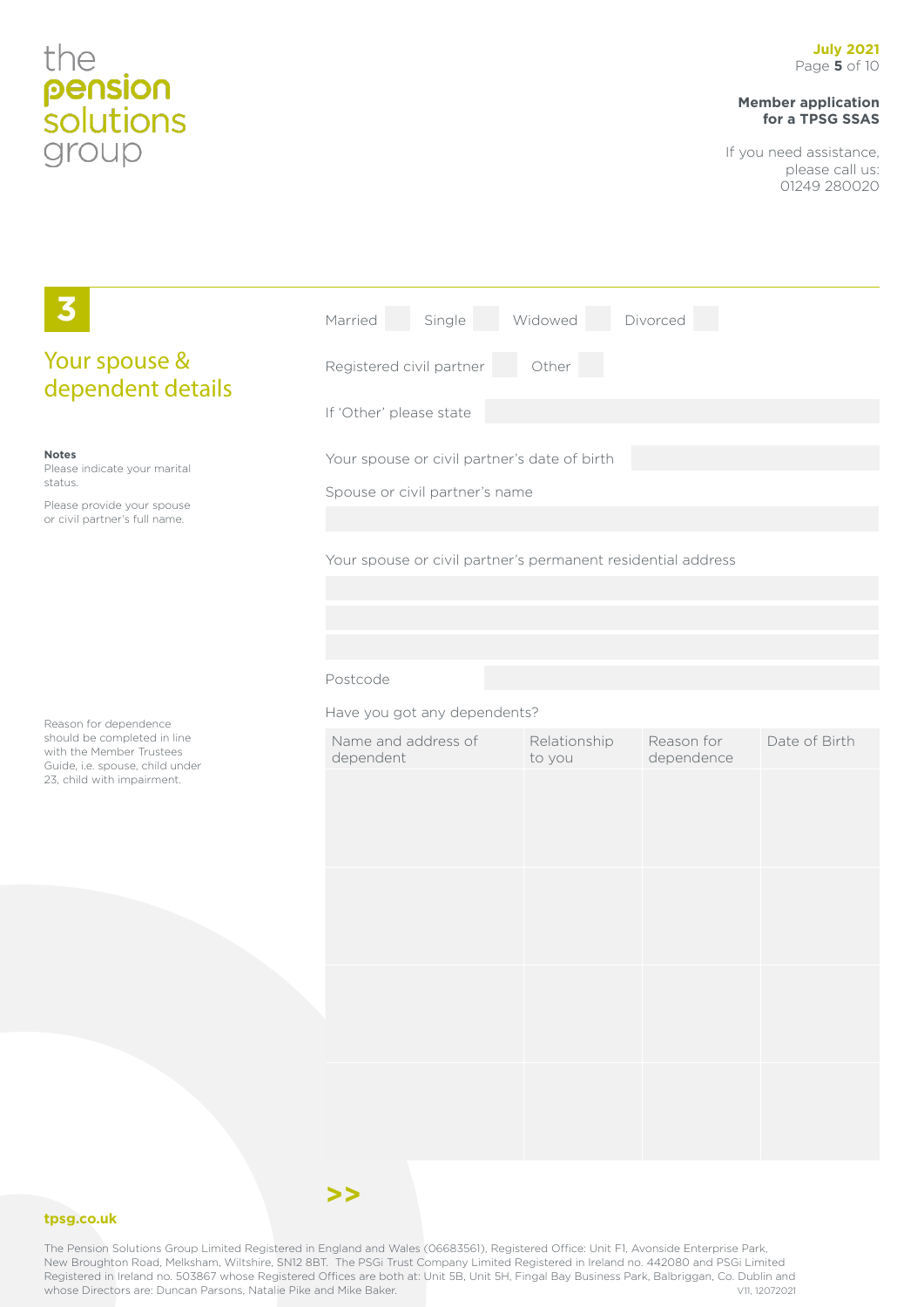the **pension** solutions group

**Member application for a TPSG SSAS**

If you need assistance, please call us: 01249 280020

## 3 Your spouse & dependent details

**Notes**
Please indicate your marital status.

Please provide your spouse or civil partner's full name.

Married ☐ Single ☐ Widowed ☐ Divorced ☐

Registered civil partner ☐ Other ☐

If 'Other' please state

Your spouse or civil partner's date of birth

Spouse or civil partner's name

Your spouse or civil partner's permanent residential address

Postcode

Reason for dependence should be completed in line with the Member Trustees Guide, i.e. spouse, child under 23, child with impairment.

Have you got any dependents?

| Name and address of dependent | Relationship to you | Reason for dependence | Date of Birth |
|---|---|---|---|
| | | | |
| | | | |
| | | | |
| | | | |

>>

**tpsg.co.uk**

The Pension Solutions Group Limited Registered in England and Wales (06683561), Registered Office: Unit F1, Avonside Enterprise Park, New Broughton Road, Melksham, Wiltshire, SN12 8BT. The PSGi Trust Company Limited Registered in Ireland no. 442080 and PSGi Limited Registered in Ireland no. 503867 whose Registered Offices are both at: Unit 5B, Unit 5H, Fingal Bay Business Park, Balbriggan, Co. Dublin and whose Directors are: Duncan Parsons, Natalie Pike and Mike Baker.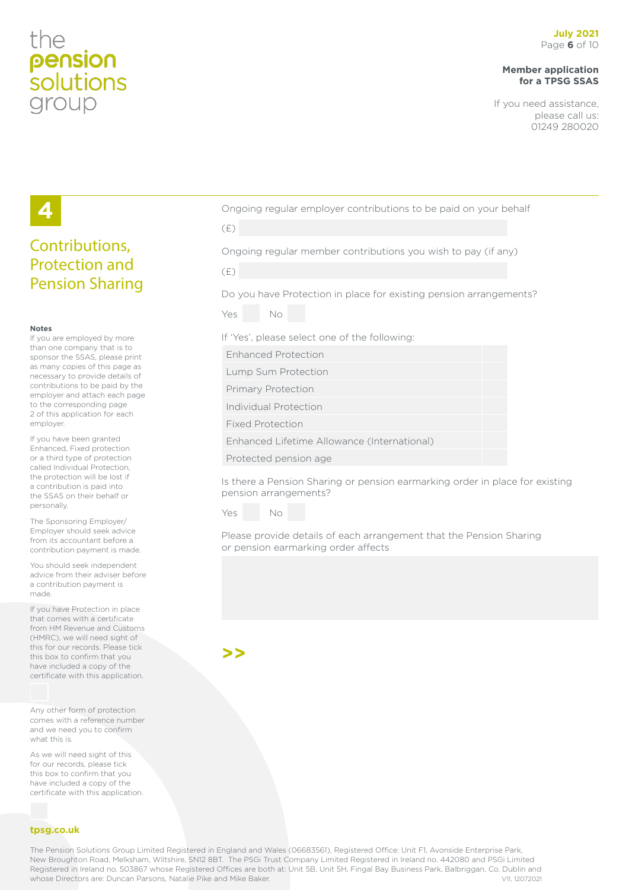## 4 Contributions, Protection and Pension Sharing

**Notes**

If you are employed by more than one company that is to sponsor the SSAS, please print as many copies of this page as necessary to provide details of contributions to be paid by the employer and attach each page to the corresponding page 2 of this application for each employer.

If you have been granted Enhanced, Fixed protection or a third type of protection called Individual Protection, the protection will be lost if a contribution is paid into the SSAS on their behalf or personally.

The Sponsoring Employer/ Employer should seek advice from its accountant before a contribution payment is made.

You should seek independent advice from their adviser before a contribution payment is made.

If you have Protection in place that comes with a certificate from HM Revenue and Customs (HMRC), we will need sight of this for our records. Please tick this box to confirm that you have included a copy of the certificate with this application.

☐

Any other form of protection comes with a reference number and we need you to confirm what this is.

As we will need sight of this for our records, please tick this box to confirm that you have included a copy of the certificate with this application.

☐

Ongoing regular employer contributions to be paid on your behalf

(£) ______

Ongoing regular member contributions you wish to pay (if any)

(£) ______

Do you have Protection in place for existing pension arrangements?

Yes ☐ No ☐

If 'Yes', please select one of the following:

| | |
|---|---|
| Enhanced Protection | ☐ |
| Lump Sum Protection | ☐ |
| Primary Protection | ☐ |
| Individual Protection | ☐ |
| Fixed Protection | ☐ |
| Enhanced Lifetime Allowance (International) | ☐ |
| Protected pension age | ☐ |

Is there a Pension Sharing or pension earmarking order in place for existing pension arrangements?

Yes ☐ No ☐

Please provide details of each arrangement that the Pension Sharing or pension earmarking order affects

______

**>>**

**tpsg.co.uk**

The Pension Solutions Group Limited Registered in England and Wales (06683561), Registered Office: Unit F1, Avonside Enterprise Park, New Broughton Road, Melksham, Wiltshire, SN12 8BT. The PSGi Trust Company Limited Registered in Ireland no. 442080 and PSGi Limited Registered in Ireland no. 503867 whose Registered Offices are both at: Unit 5B, Unit 5H, Fingal Bay Business Park, Balbriggan, Co. Dublin and whose Directors are: Duncan Parsons, Natalie Pike and Mike Baker. V11, 12072021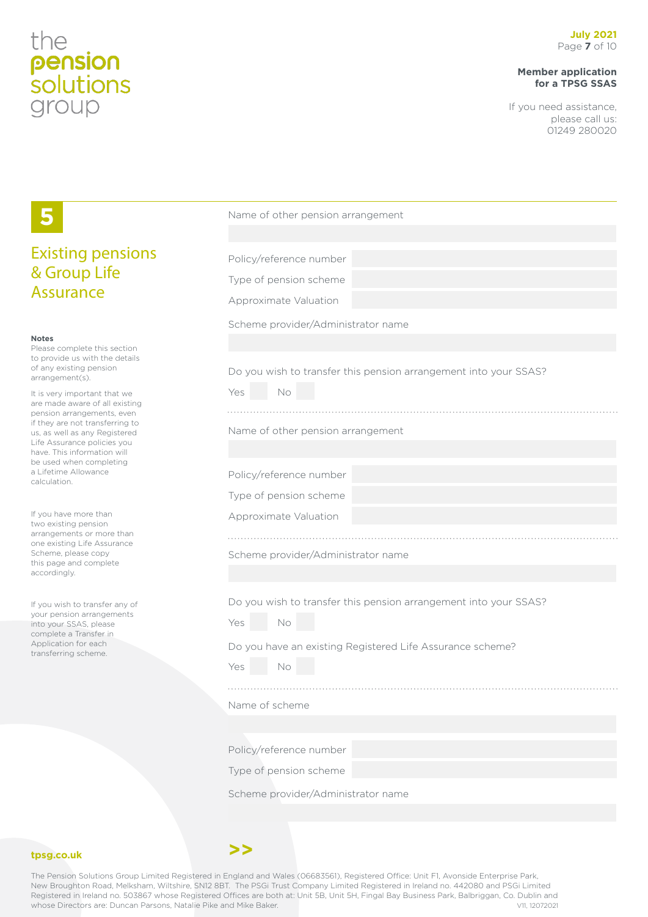# 5

## Existing pensions & Group Life Assurance

**Notes**

Please complete this section to provide us with the details of any existing pension arrangement(s).

It is very important that we are made aware of all existing pension arrangements, even if they are not transferring to us, as well as any Registered Life Assurance policies you have. This information will be used when completing a Lifetime Allowance calculation.

If you have more than two existing pension arrangements or more than one existing Life Assurance Scheme, please copy this page and complete accordingly.

If you wish to transfer any of your pension arrangements into your SSAS, please complete a Transfer in Application for each transferring scheme.

Name of other pension arrangement

Policy/reference number

Type of pension scheme

Approximate Valuation

Scheme provider/Administrator name

Do you wish to transfer this pension arrangement into your SSAS?

Yes ☐ No ☐

---

Name of other pension arrangement

Policy/reference number

Type of pension scheme

Approximate Valuation

Scheme provider/Administrator name

Do you wish to transfer this pension arrangement into your SSAS?

Yes ☐ No ☐

Do you have an existing Registered Life Assurance scheme?

Yes ☐ No ☐

---

Name of scheme

Policy/reference number

Type of pension scheme

Scheme provider/Administrator name

>>

tpsg.co.uk

The Pension Solutions Group Limited Registered in England and Wales (06683561), Registered Office: Unit F1, Avonside Enterprise Park, New Broughton Road, Melksham, Wiltshire, SN12 8BT. The PSGi Trust Company Limited Registered in Ireland no. 442080 and PSGi Limited Registered in Ireland no. 503867 whose Registered Offices are both at: Unit 5B, Unit 5H, Fingal Bay Business Park, Balbriggan, Co. Dublin and whose Directors are: Duncan Parsons, Natalie Pike and Mike Baker. V11, 12072021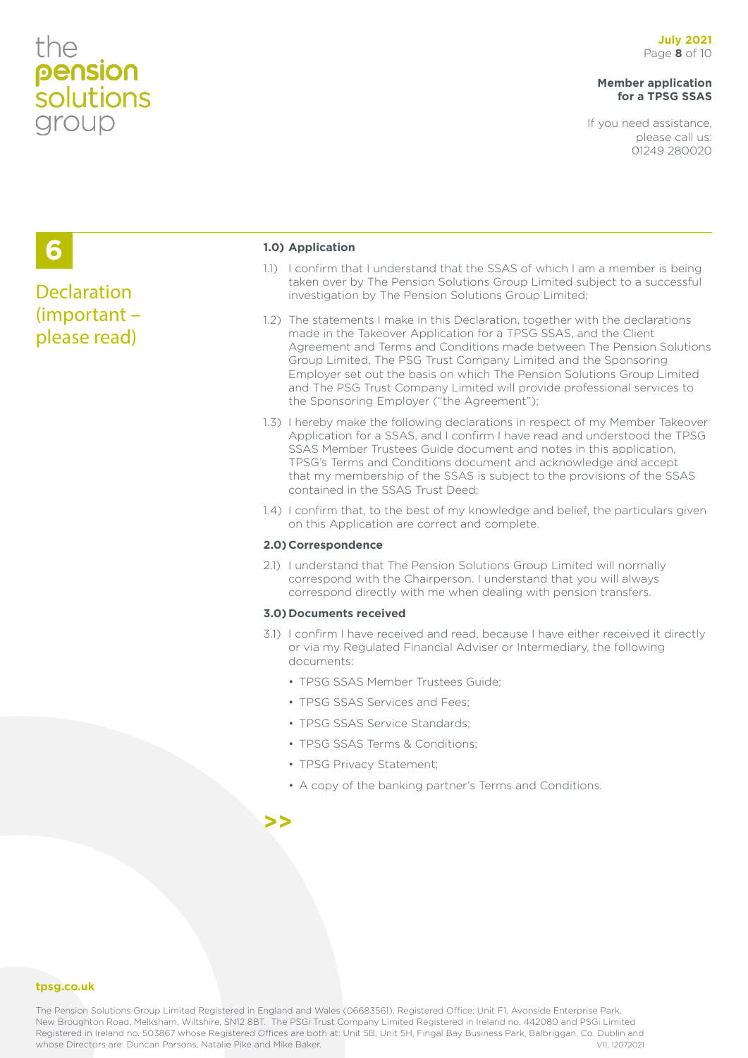# 6

## Declaration (important – please read)

**1.0) Application**

1.1) I confirm that I understand that the SSAS of which I am a member is being taken over by The Pension Solutions Group Limited subject to a successful investigation by The Pension Solutions Group Limited;

1.2) The statements I make in this Declaration, together with the declarations made in the Takeover Application for a TPSG SSAS, and the Client Agreement and Terms and Conditions made between The Pension Solutions Group Limited, The PSG Trust Company Limited and the Sponsoring Employer set out the basis on which The Pension Solutions Group Limited and The PSG Trust Company Limited will provide professional services to the Sponsoring Employer ("the Agreement");

1.3) I hereby make the following declarations in respect of my Member Takeover Application for a SSAS, and I confirm I have read and understood the TPSG SSAS Member Trustees Guide document and notes in this application, TPSG's Terms and Conditions document and acknowledge and accept that my membership of the SSAS is subject to the provisions of the SSAS contained in the SSAS Trust Deed;

1.4) I confirm that, to the best of my knowledge and belief, the particulars given on this Application are correct and complete.

**2.0) Correspondence**

2.1) I understand that The Pension Solutions Group Limited will normally correspond with the Chairperson. I understand that you will always correspond directly with me when dealing with pension transfers.

**3.0) Documents received**

3.1) I confirm I have received and read, because I have either received it directly or via my Regulated Financial Adviser or Intermediary, the following documents:

- TPSG SSAS Member Trustees Guide;
- TPSG SSAS Services and Fees;
- TPSG SSAS Service Standards;
- TPSG SSAS Terms & Conditions;
- TPSG Privacy Statement;
- A copy of the banking partner's Terms and Conditions.

>>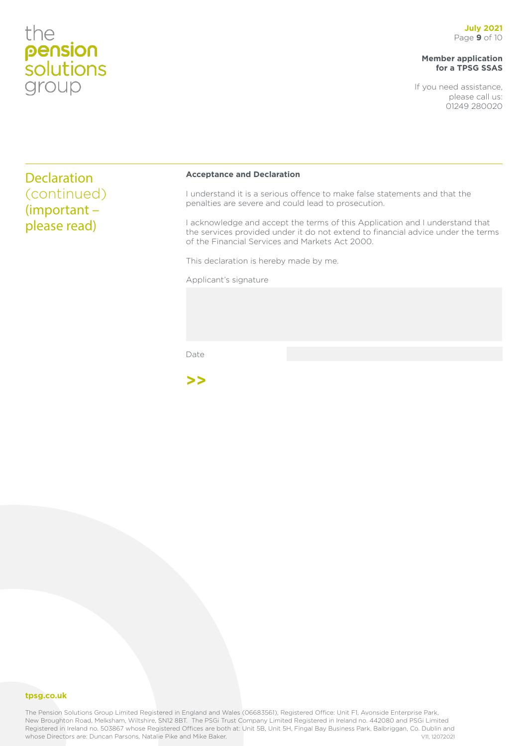# Declaration (continued) (important – please read)

**Acceptance and Declaration**

I understand it is a serious offence to make false statements and that the penalties are severe and could lead to prosecution.

I acknowledge and accept the terms of this Application and I understand that the services provided under it do not extend to financial advice under the terms of the Financial Services and Markets Act 2000.

This declaration is hereby made by me.

Applicant's signature

Date

>>

tpsg.co.uk

The Pension Solutions Group Limited Registered in England and Wales (06683561), Registered Office: Unit F1, Avonside Enterprise Park, New Broughton Road, Melksham, Wiltshire, SN12 8BT. The PSGi Trust Company Limited Registered in Ireland no. 442080 and PSGi Limited Registered in Ireland no. 503867 whose Registered Offices are both at: Unit 5B, Unit 5H, Fingal Bay Business Park, Balbriggan, Co. Dublin and whose Directors are: Duncan Parsons, Natalie Pike and Mike Baker. V11, 12072021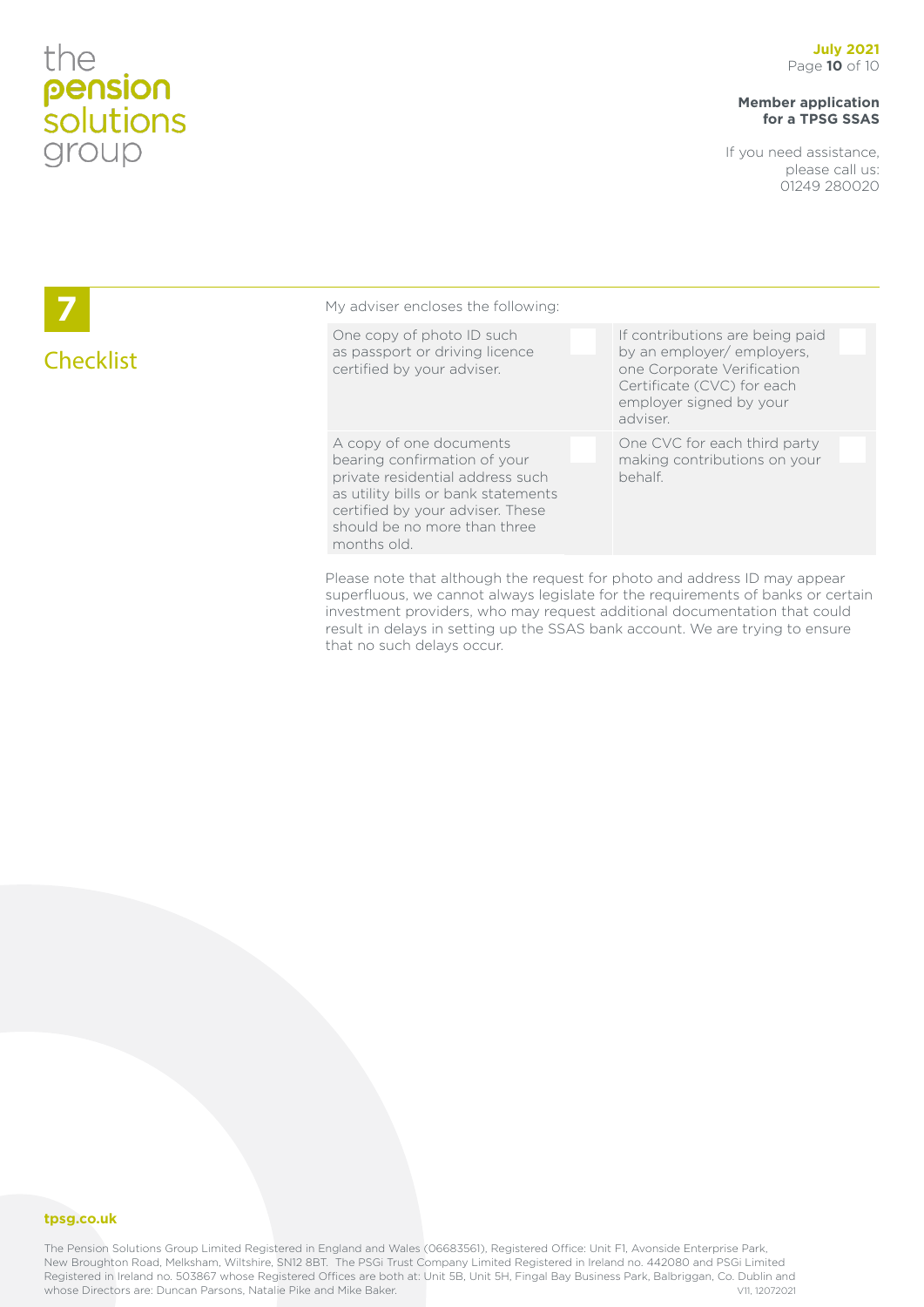# 7 Checklist

My adviser encloses the following:

| | | | |
|---|---|---|---|
| One copy of photo ID such as passport or driving licence certified by your adviser. | | If contributions are being paid by an employer/ employers, one Corporate Verification Certificate (CVC) for each employer signed by your adviser. | |
| A copy of one documents bearing confirmation of your private residential address such as utility bills or bank statements certified by your adviser. These should be no more than three months old. | | One CVC for each third party making contributions on your behalf. | |

Please note that although the request for photo and address ID may appear superfluous, we cannot always legislate for the requirements of banks or certain investment providers, who may request additional documentation that could result in delays in setting up the SSAS bank account. We are trying to ensure that no such delays occur.

**tpsg.co.uk**

The Pension Solutions Group Limited Registered in England and Wales (06683561), Registered Office: Unit F1, Avonside Enterprise Park, New Broughton Road, Melksham, Wiltshire, SN12 8BT. The PSGi Trust Company Limited Registered in Ireland no. 442080 and PSGi Limited Registered in Ireland no. 503867 whose Registered Offices are both at: Unit 5B, Unit 5H, Fingal Bay Business Park, Balbriggan, Co. Dublin and whose Directors are: Duncan Parsons, Natalie Pike and Mike Baker. V11, 12072021